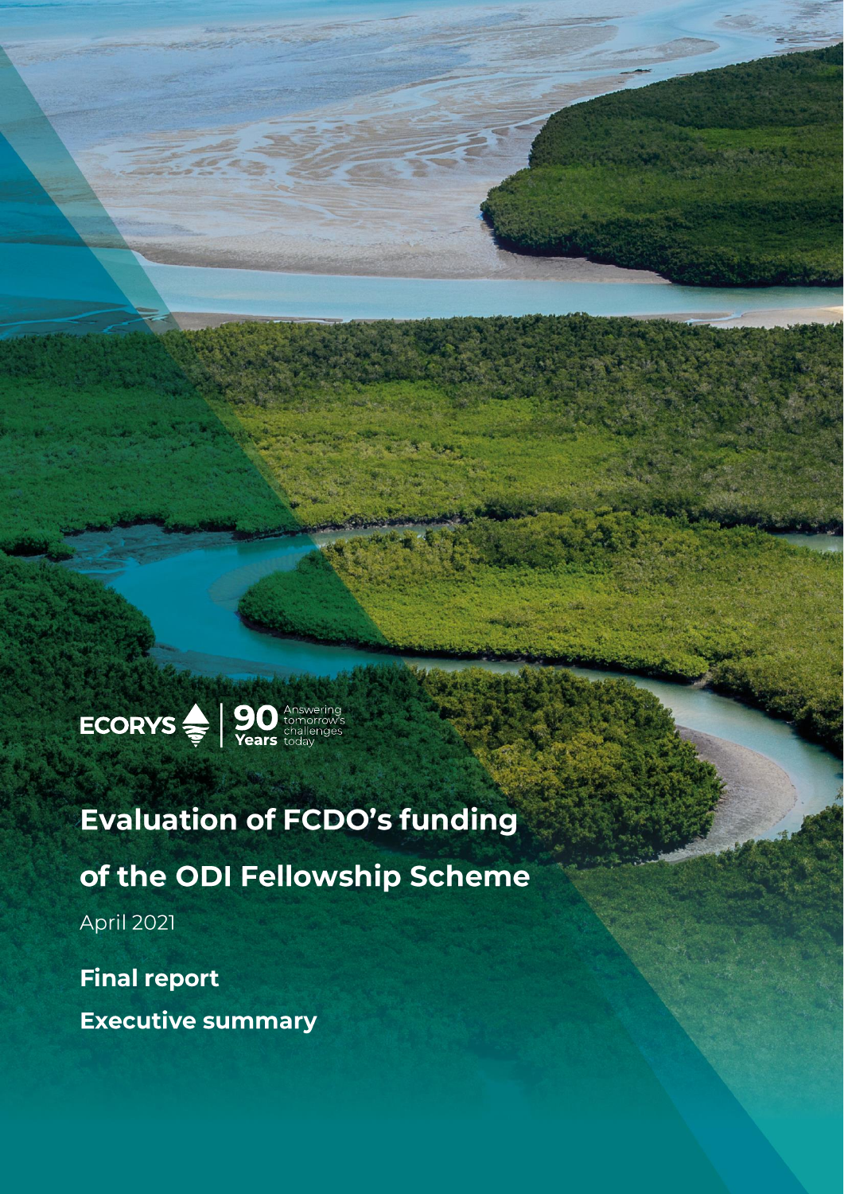ECORYS | 90 Years Answering tomorrow's challenges today

# Evaluation of FCDO's funding of the ODI Fellowship Scheme

April 2021

**Final report**

**Executive summary**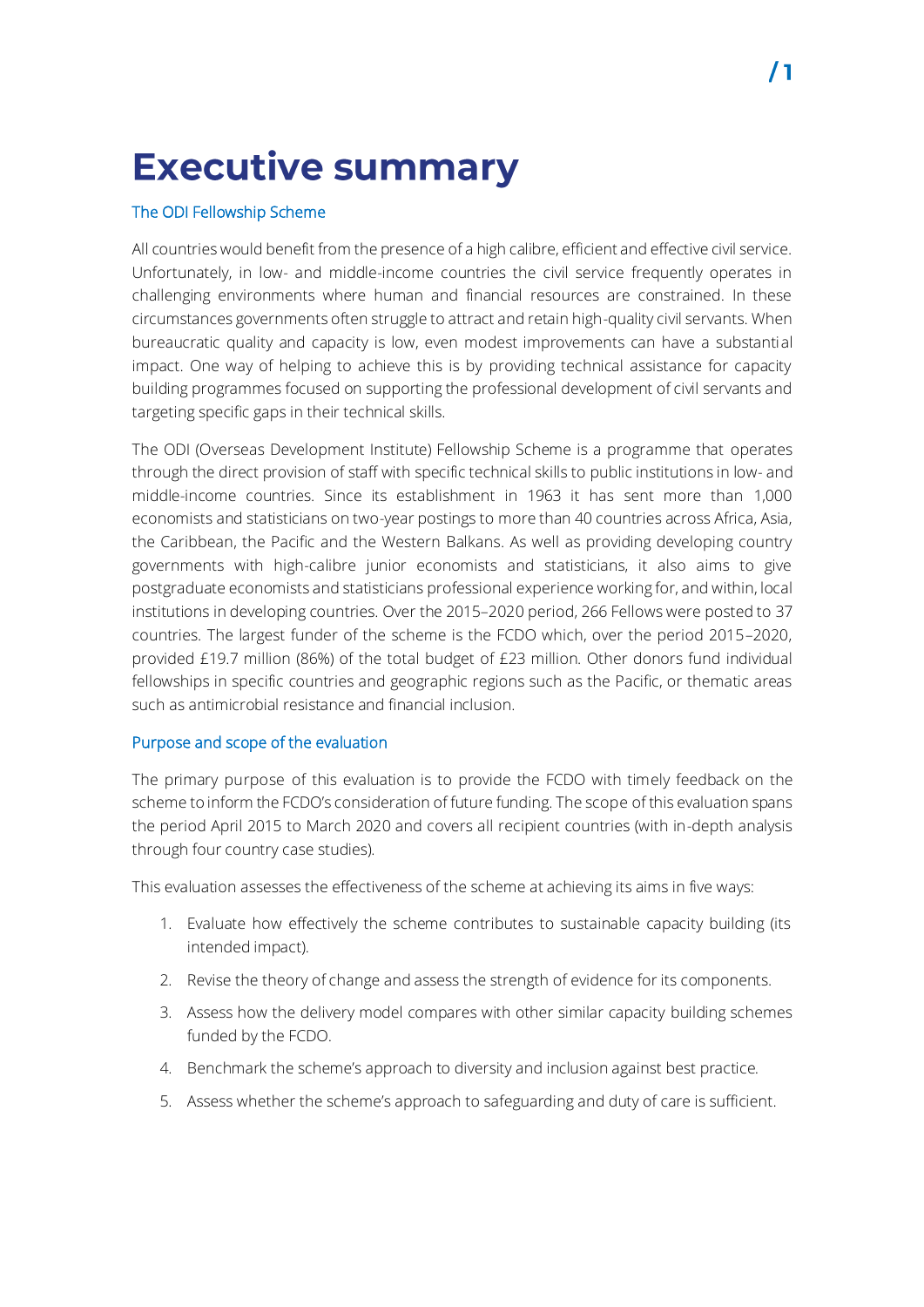# Executive summary

## The ODI Fellowship Scheme

All countries would benefit from the presence of a high calibre, efficient and effective civil service. Unfortunately, in low- and middle-income countries the civil service frequently operates in challenging environments where human and financial resources are constrained. In these circumstances governments often struggle to attract and retain high-quality civil servants. When bureaucratic quality and capacity is low, even modest improvements can have a substantial impact. One way of helping to achieve this is by providing technical assistance for capacity building programmes focused on supporting the professional development of civil servants and targeting specific gaps in their technical skills.

The ODI (Overseas Development Institute) Fellowship Scheme is a programme that operates through the direct provision of staff with specific technical skills to public institutions in low- and middle-income countries. Since its establishment in 1963 it has sent more than 1,000 economists and statisticians on two-year postings to more than 40 countries across Africa, Asia, the Caribbean, the Pacific and the Western Balkans. As well as providing developing country governments with high-calibre junior economists and statisticians, it also aims to give postgraduate economists and statisticians professional experience working for, and within, local institutions in developing countries. Over the 2015–2020 period, 266 Fellows were posted to 37 countries. The largest funder of the scheme is the FCDO which, over the period 2015–2020, provided £19.7 million (86%) of the total budget of £23 million. Other donors fund individual fellowships in specific countries and geographic regions such as the Pacific, or thematic areas such as antimicrobial resistance and financial inclusion.

## Purpose and scope of the evaluation

The primary purpose of this evaluation is to provide the FCDO with timely feedback on the scheme to inform the FCDO's consideration of future funding. The scope of this evaluation spans the period April 2015 to March 2020 and covers all recipient countries (with in-depth analysis through four country case studies).

This evaluation assesses the effectiveness of the scheme at achieving its aims in five ways:

1. Evaluate how effectively the scheme contributes to sustainable capacity building (its intended impact).
2. Revise the theory of change and assess the strength of evidence for its components.
3. Assess how the delivery model compares with other similar capacity building schemes funded by the FCDO.
4. Benchmark the scheme's approach to diversity and inclusion against best practice.
5. Assess whether the scheme's approach to safeguarding and duty of care is sufficient.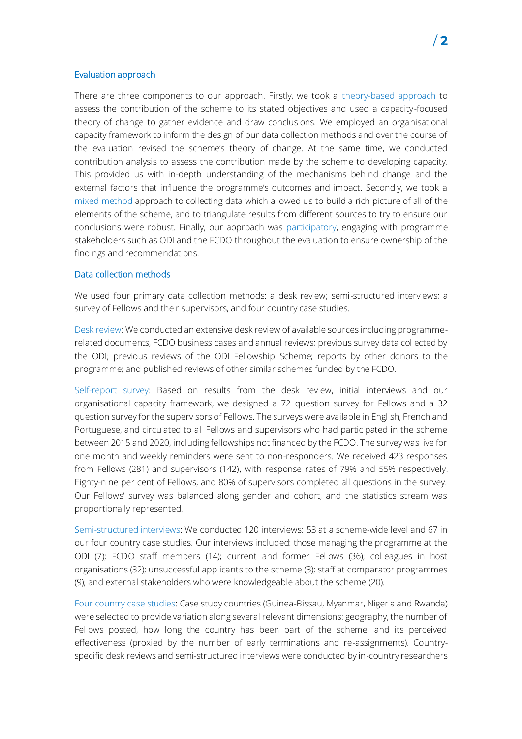## Evaluation approach

There are three components to our approach. Firstly, we took a theory-based approach to assess the contribution of the scheme to its stated objectives and used a capacity-focused theory of change to gather evidence and draw conclusions. We employed an organisational capacity framework to inform the design of our data collection methods and over the course of the evaluation revised the scheme's theory of change. At the same time, we conducted contribution analysis to assess the contribution made by the scheme to developing capacity. This provided us with in-depth understanding of the mechanisms behind change and the external factors that influence the programme's outcomes and impact. Secondly, we took a mixed method approach to collecting data which allowed us to build a rich picture of all of the elements of the scheme, and to triangulate results from different sources to try to ensure our conclusions were robust. Finally, our approach was participatory, engaging with programme stakeholders such as ODI and the FCDO throughout the evaluation to ensure ownership of the findings and recommendations.

## Data collection methods

We used four primary data collection methods: a desk review; semi-structured interviews; a survey of Fellows and their supervisors, and four country case studies.

Desk review: We conducted an extensive desk review of available sources including programme-related documents, FCDO business cases and annual reviews; previous survey data collected by the ODI; previous reviews of the ODI Fellowship Scheme; reports by other donors to the programme; and published reviews of other similar schemes funded by the FCDO.

Self-report survey: Based on results from the desk review, initial interviews and our organisational capacity framework, we designed a 72 question survey for Fellows and a 32 question survey for the supervisors of Fellows. The surveys were available in English, French and Portuguese, and circulated to all Fellows and supervisors who had participated in the scheme between 2015 and 2020, including fellowships not financed by the FCDO. The survey was live for one month and weekly reminders were sent to non-responders. We received 423 responses from Fellows (281) and supervisors (142), with response rates of 79% and 55% respectively. Eighty-nine per cent of Fellows, and 80% of supervisors completed all questions in the survey. Our Fellows' survey was balanced along gender and cohort, and the statistics stream was proportionally represented.

Semi-structured interviews: We conducted 120 interviews: 53 at a scheme-wide level and 67 in our four country case studies. Our interviews included: those managing the programme at the ODI (7); FCDO staff members (14); current and former Fellows (36); colleagues in host organisations (32); unsuccessful applicants to the scheme (3); staff at comparator programmes (9); and external stakeholders who were knowledgeable about the scheme (20).

Four country case studies: Case study countries (Guinea-Bissau, Myanmar, Nigeria and Rwanda) were selected to provide variation along several relevant dimensions: geography, the number of Fellows posted, how long the country has been part of the scheme, and its perceived effectiveness (proxied by the number of early terminations and re-assignments). Country-specific desk reviews and semi-structured interviews were conducted by in-country researchers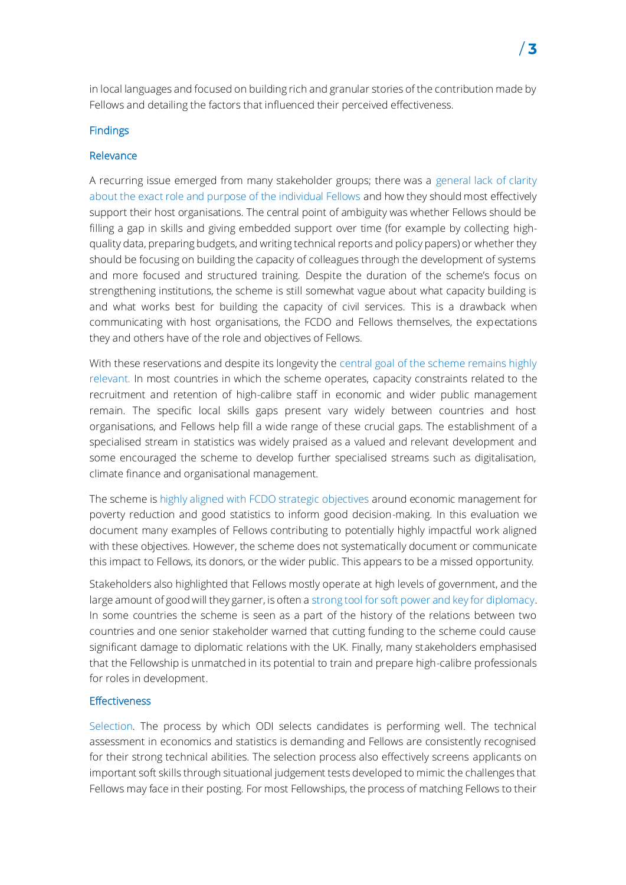in local languages and focused on building rich and granular stories of the contribution made by Fellows and detailing the factors that influenced their perceived effectiveness.

## Findings

### Relevance

A recurring issue emerged from many stakeholder groups; there was a general lack of clarity about the exact role and purpose of the individual Fellows and how they should most effectively support their host organisations. The central point of ambiguity was whether Fellows should be filling a gap in skills and giving embedded support over time (for example by collecting high-quality data, preparing budgets, and writing technical reports and policy papers) or whether they should be focusing on building the capacity of colleagues through the development of systems and more focused and structured training. Despite the duration of the scheme's focus on strengthening institutions, the scheme is still somewhat vague about what capacity building is and what works best for building the capacity of civil services. This is a drawback when communicating with host organisations, the FCDO and Fellows themselves, the expectations they and others have of the role and objectives of Fellows.

With these reservations and despite its longevity the central goal of the scheme remains highly relevant. In most countries in which the scheme operates, capacity constraints related to the recruitment and retention of high-calibre staff in economic and wider public management remain. The specific local skills gaps present vary widely between countries and host organisations, and Fellows help fill a wide range of these crucial gaps. The establishment of a specialised stream in statistics was widely praised as a valued and relevant development and some encouraged the scheme to develop further specialised streams such as digitalisation, climate finance and organisational management.

The scheme is highly aligned with FCDO strategic objectives around economic management for poverty reduction and good statistics to inform good decision-making. In this evaluation we document many examples of Fellows contributing to potentially highly impactful work aligned with these objectives. However, the scheme does not systematically document or communicate this impact to Fellows, its donors, or the wider public. This appears to be a missed opportunity.

Stakeholders also highlighted that Fellows mostly operate at high levels of government, and the large amount of good will they garner, is often a strong tool for soft power and key for diplomacy. In some countries the scheme is seen as a part of the history of the relations between two countries and one senior stakeholder warned that cutting funding to the scheme could cause significant damage to diplomatic relations with the UK. Finally, many stakeholders emphasised that the Fellowship is unmatched in its potential to train and prepare high-calibre professionals for roles in development.

### Effectiveness

Selection. The process by which ODI selects candidates is performing well. The technical assessment in economics and statistics is demanding and Fellows are consistently recognised for their strong technical abilities. The selection process also effectively screens applicants on important soft skills through situational judgement tests developed to mimic the challenges that Fellows may face in their posting. For most Fellowships, the process of matching Fellows to their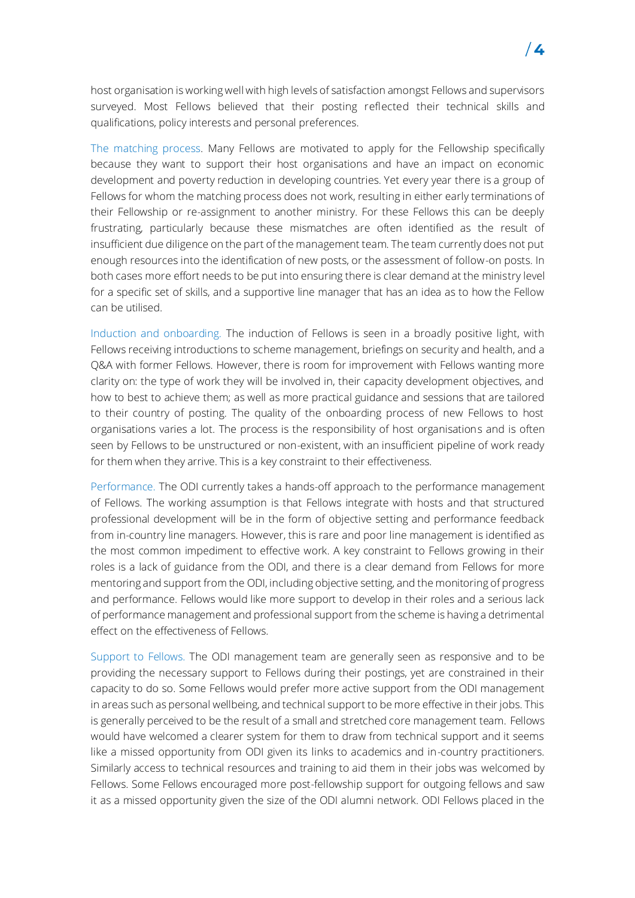host organisation is working well with high levels of satisfaction amongst Fellows and supervisors surveyed. Most Fellows believed that their posting reflected their technical skills and qualifications, policy interests and personal preferences.

The matching process. Many Fellows are motivated to apply for the Fellowship specifically because they want to support their host organisations and have an impact on economic development and poverty reduction in developing countries. Yet every year there is a group of Fellows for whom the matching process does not work, resulting in either early terminations of their Fellowship or re-assignment to another ministry. For these Fellows this can be deeply frustrating, particularly because these mismatches are often identified as the result of insufficient due diligence on the part of the management team. The team currently does not put enough resources into the identification of new posts, or the assessment of follow-on posts. In both cases more effort needs to be put into ensuring there is clear demand at the ministry level for a specific set of skills, and a supportive line manager that has an idea as to how the Fellow can be utilised.

Induction and onboarding. The induction of Fellows is seen in a broadly positive light, with Fellows receiving introductions to scheme management, briefings on security and health, and a Q&A with former Fellows. However, there is room for improvement with Fellows wanting more clarity on: the type of work they will be involved in, their capacity development objectives, and how to best to achieve them; as well as more practical guidance and sessions that are tailored to their country of posting. The quality of the onboarding process of new Fellows to host organisations varies a lot. The process is the responsibility of host organisations and is often seen by Fellows to be unstructured or non-existent, with an insufficient pipeline of work ready for them when they arrive. This is a key constraint to their effectiveness.

Performance. The ODI currently takes a hands-off approach to the performance management of Fellows. The working assumption is that Fellows integrate with hosts and that structured professional development will be in the form of objective setting and performance feedback from in-country line managers. However, this is rare and poor line management is identified as the most common impediment to effective work. A key constraint to Fellows growing in their roles is a lack of guidance from the ODI, and there is a clear demand from Fellows for more mentoring and support from the ODI, including objective setting, and the monitoring of progress and performance. Fellows would like more support to develop in their roles and a serious lack of performance management and professional support from the scheme is having a detrimental effect on the effectiveness of Fellows.

Support to Fellows. The ODI management team are generally seen as responsive and to be providing the necessary support to Fellows during their postings, yet are constrained in their capacity to do so. Some Fellows would prefer more active support from the ODI management in areas such as personal wellbeing, and technical support to be more effective in their jobs. This is generally perceived to be the result of a small and stretched core management team. Fellows would have welcomed a clearer system for them to draw from technical support and it seems like a missed opportunity from ODI given its links to academics and in-country practitioners. Similarly access to technical resources and training to aid them in their jobs was welcomed by Fellows. Some Fellows encouraged more post-fellowship support for outgoing fellows and saw it as a missed opportunity given the size of the ODI alumni network. ODI Fellows placed in the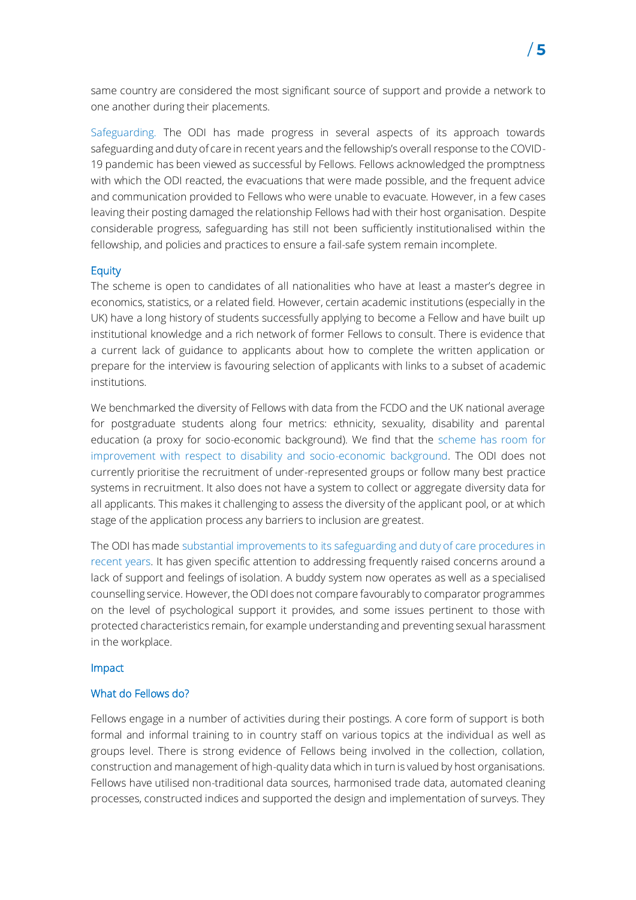same country are considered the most significant source of support and provide a network to one another during their placements.

Safeguarding. The ODI has made progress in several aspects of its approach towards safeguarding and duty of care in recent years and the fellowship's overall response to the COVID-19 pandemic has been viewed as successful by Fellows. Fellows acknowledged the promptness with which the ODI reacted, the evacuations that were made possible, and the frequent advice and communication provided to Fellows who were unable to evacuate. However, in a few cases leaving their posting damaged the relationship Fellows had with their host organisation. Despite considerable progress, safeguarding has still not been sufficiently institutionalised within the fellowship, and policies and practices to ensure a fail-safe system remain incomplete.

### Equity

The scheme is open to candidates of all nationalities who have at least a master's degree in economics, statistics, or a related field. However, certain academic institutions (especially in the UK) have a long history of students successfully applying to become a Fellow and have built up institutional knowledge and a rich network of former Fellows to consult. There is evidence that a current lack of guidance to applicants about how to complete the written application or prepare for the interview is favouring selection of applicants with links to a subset of academic institutions.

We benchmarked the diversity of Fellows with data from the FCDO and the UK national average for postgraduate students along four metrics: ethnicity, sexuality, disability and parental education (a proxy for socio-economic background). We find that the scheme has room for improvement with respect to disability and socio-economic background. The ODI does not currently prioritise the recruitment of under-represented groups or follow many best practice systems in recruitment. It also does not have a system to collect or aggregate diversity data for all applicants. This makes it challenging to assess the diversity of the applicant pool, or at which stage of the application process any barriers to inclusion are greatest.

The ODI has made substantial improvements to its safeguarding and duty of care procedures in recent years. It has given specific attention to addressing frequently raised concerns around a lack of support and feelings of isolation. A buddy system now operates as well as a specialised counselling service. However, the ODI does not compare favourably to comparator programmes on the level of psychological support it provides, and some issues pertinent to those with protected characteristics remain, for example understanding and preventing sexual harassment in the workplace.

### Impact

#### What do Fellows do?

Fellows engage in a number of activities during their postings. A core form of support is both formal and informal training to in country staff on various topics at the individual as well as groups level. There is strong evidence of Fellows being involved in the collection, collation, construction and management of high-quality data which in turn is valued by host organisations. Fellows have utilised non-traditional data sources, harmonised trade data, automated cleaning processes, constructed indices and supported the design and implementation of surveys. They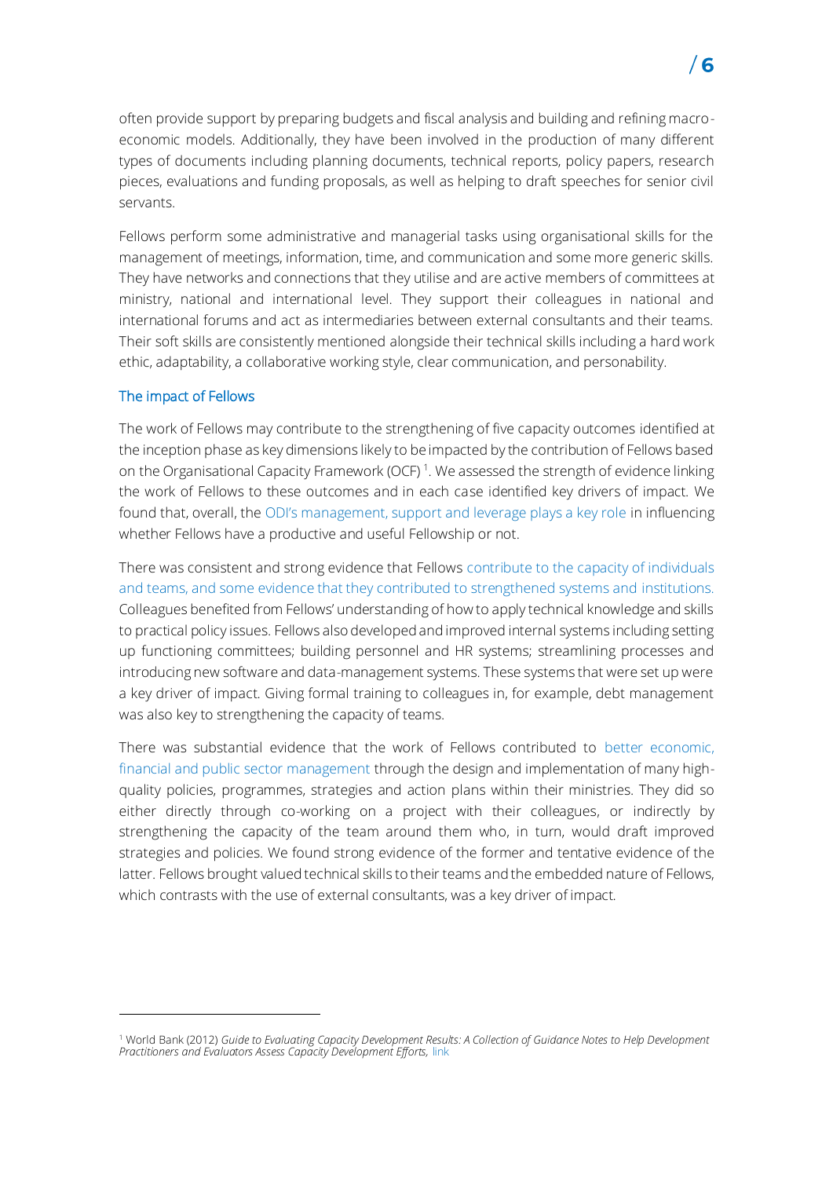often provide support by preparing budgets and fiscal analysis and building and refining macro-economic models. Additionally, they have been involved in the production of many different types of documents including planning documents, technical reports, policy papers, research pieces, evaluations and funding proposals, as well as helping to draft speeches for senior civil servants.

Fellows perform some administrative and managerial tasks using organisational skills for the management of meetings, information, time, and communication and some more generic skills. They have networks and connections that they utilise and are active members of committees at ministry, national and international level. They support their colleagues in national and international forums and act as intermediaries between external consultants and their teams. Their soft skills are consistently mentioned alongside their technical skills including a hard work ethic, adaptability, a collaborative working style, clear communication, and personability.

### The impact of Fellows

The work of Fellows may contribute to the strengthening of five capacity outcomes identified at the inception phase as key dimensions likely to be impacted by the contribution of Fellows based on the Organisational Capacity Framework (OCF)[1]. We assessed the strength of evidence linking the work of Fellows to these outcomes and in each case identified key drivers of impact. We found that, overall, the ODI's management, support and leverage plays a key role in influencing whether Fellows have a productive and useful Fellowship or not.

There was consistent and strong evidence that Fellows contribute to the capacity of individuals and teams, and some evidence that they contributed to strengthened systems and institutions. Colleagues benefited from Fellows' understanding of how to apply technical knowledge and skills to practical policy issues. Fellows also developed and improved internal systems including setting up functioning committees; building personnel and HR systems; streamlining processes and introducing new software and data-management systems. These systems that were set up were a key driver of impact. Giving formal training to colleagues in, for example, debt management was also key to strengthening the capacity of teams.

There was substantial evidence that the work of Fellows contributed to better economic, financial and public sector management through the design and implementation of many high-quality policies, programmes, strategies and action plans within their ministries. They did so either directly through co-working on a project with their colleagues, or indirectly by strengthening the capacity of the team around them who, in turn, would draft improved strategies and policies. We found strong evidence of the former and tentative evidence of the latter. Fellows brought valued technical skills to their teams and the embedded nature of Fellows, which contrasts with the use of external consultants, was a key driver of impact.

---

[1] World Bank (2012) *Guide to Evaluating Capacity Development Results: A Collection of Guidance Notes to Help Development Practitioners and Evaluators Assess Capacity Development Efforts,* link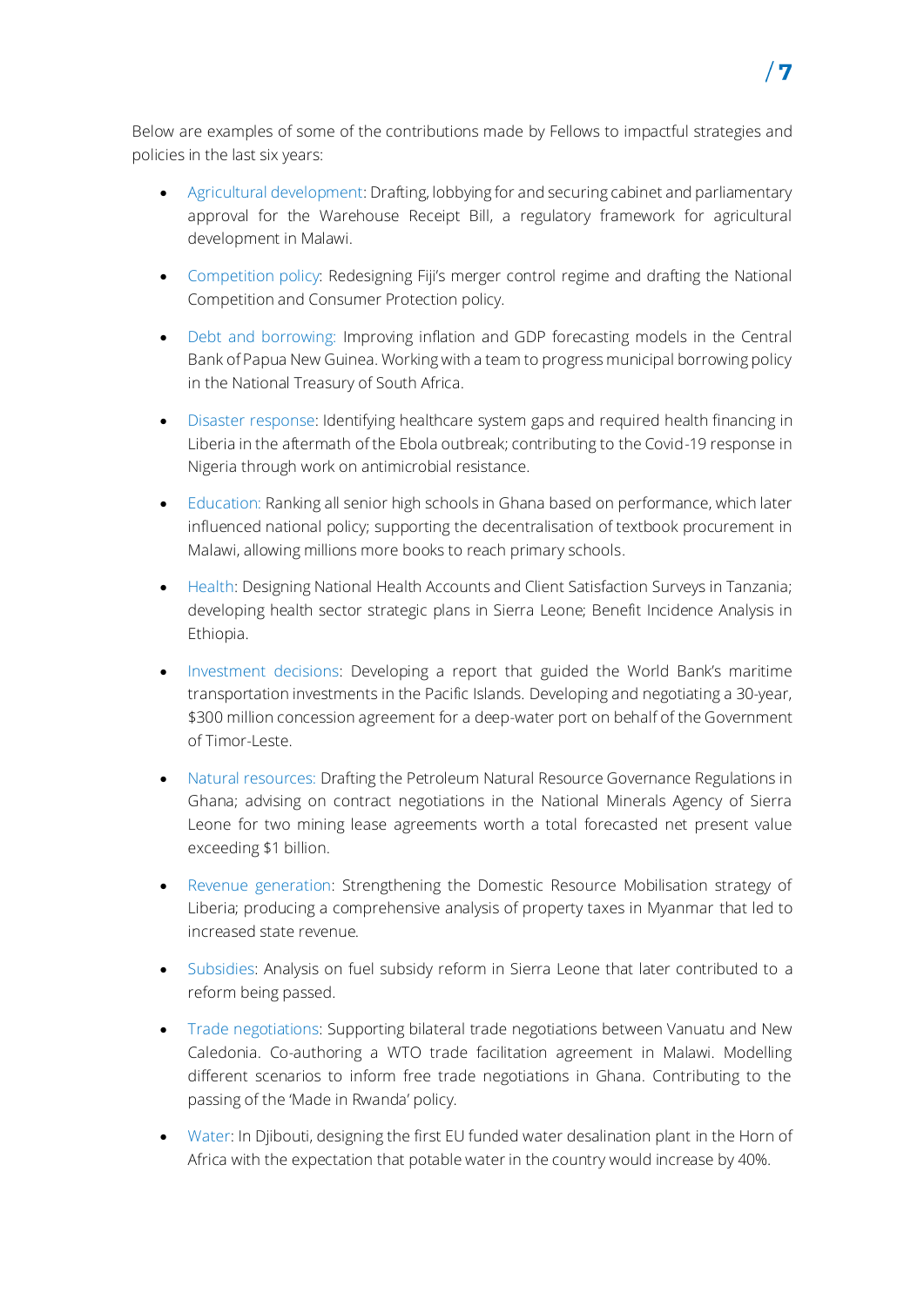Below are examples of some of the contributions made by Fellows to impactful strategies and policies in the last six years:

- Agricultural development: Drafting, lobbying for and securing cabinet and parliamentary approval for the Warehouse Receipt Bill, a regulatory framework for agricultural development in Malawi.
- Competition policy: Redesigning Fiji's merger control regime and drafting the National Competition and Consumer Protection policy.
- Debt and borrowing: Improving inflation and GDP forecasting models in the Central Bank of Papua New Guinea. Working with a team to progress municipal borrowing policy in the National Treasury of South Africa.
- Disaster response: Identifying healthcare system gaps and required health financing in Liberia in the aftermath of the Ebola outbreak; contributing to the Covid-19 response in Nigeria through work on antimicrobial resistance.
- Education: Ranking all senior high schools in Ghana based on performance, which later influenced national policy; supporting the decentralisation of textbook procurement in Malawi, allowing millions more books to reach primary schools.
- Health: Designing National Health Accounts and Client Satisfaction Surveys in Tanzania; developing health sector strategic plans in Sierra Leone; Benefit Incidence Analysis in Ethiopia.
- Investment decisions: Developing a report that guided the World Bank's maritime transportation investments in the Pacific Islands. Developing and negotiating a 30-year, $300 million concession agreement for a deep-water port on behalf of the Government of Timor-Leste.
- Natural resources: Drafting the Petroleum Natural Resource Governance Regulations in Ghana; advising on contract negotiations in the National Minerals Agency of Sierra Leone for two mining lease agreements worth a total forecasted net present value exceeding $1 billion.
- Revenue generation: Strengthening the Domestic Resource Mobilisation strategy of Liberia; producing a comprehensive analysis of property taxes in Myanmar that led to increased state revenue.
- Subsidies: Analysis on fuel subsidy reform in Sierra Leone that later contributed to a reform being passed.
- Trade negotiations: Supporting bilateral trade negotiations between Vanuatu and New Caledonia. Co-authoring a WTO trade facilitation agreement in Malawi. Modelling different scenarios to inform free trade negotiations in Ghana. Contributing to the passing of the 'Made in Rwanda' policy.
- Water: In Djibouti, designing the first EU funded water desalination plant in the Horn of Africa with the expectation that potable water in the country would increase by 40%.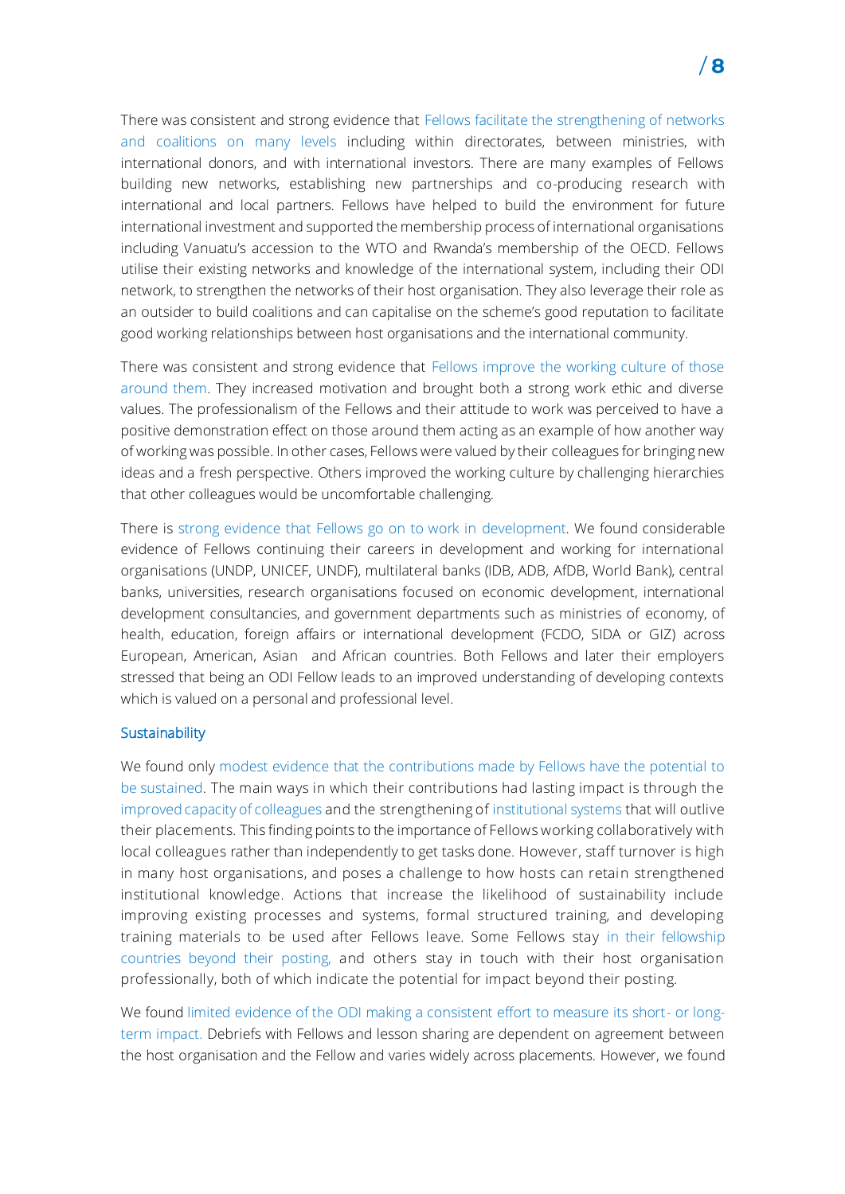There was consistent and strong evidence that Fellows facilitate the strengthening of networks and coalitions on many levels including within directorates, between ministries, with international donors, and with international investors. There are many examples of Fellows building new networks, establishing new partnerships and co-producing research with international and local partners. Fellows have helped to build the environment for future international investment and supported the membership process of international organisations including Vanuatu's accession to the WTO and Rwanda's membership of the OECD. Fellows utilise their existing networks and knowledge of the international system, including their ODI network, to strengthen the networks of their host organisation. They also leverage their role as an outsider to build coalitions and can capitalise on the scheme's good reputation to facilitate good working relationships between host organisations and the international community.

There was consistent and strong evidence that Fellows improve the working culture of those around them. They increased motivation and brought both a strong work ethic and diverse values. The professionalism of the Fellows and their attitude to work was perceived to have a positive demonstration effect on those around them acting as an example of how another way of working was possible. In other cases, Fellows were valued by their colleagues for bringing new ideas and a fresh perspective. Others improved the working culture by challenging hierarchies that other colleagues would be uncomfortable challenging.

There is strong evidence that Fellows go on to work in development. We found considerable evidence of Fellows continuing their careers in development and working for international organisations (UNDP, UNICEF, UNDF), multilateral banks (IDB, ADB, AfDB, World Bank), central banks, universities, research organisations focused on economic development, international development consultancies, and government departments such as ministries of economy, of health, education, foreign affairs or international development (FCDO, SIDA or GIZ) across European, American, Asian and African countries. Both Fellows and later their employers stressed that being an ODI Fellow leads to an improved understanding of developing contexts which is valued on a personal and professional level.

### Sustainability

We found only modest evidence that the contributions made by Fellows have the potential to be sustained. The main ways in which their contributions had lasting impact is through the improved capacity of colleagues and the strengthening of institutional systems that will outlive their placements. This finding points to the importance of Fellows working collaboratively with local colleagues rather than independently to get tasks done. However, staff turnover is high in many host organisations, and poses a challenge to how hosts can retain strengthened institutional knowledge. Actions that increase the likelihood of sustainability include improving existing processes and systems, formal structured training, and developing training materials to be used after Fellows leave. Some Fellows stay in their fellowship countries beyond their posting, and others stay in touch with their host organisation professionally, both of which indicate the potential for impact beyond their posting.

We found limited evidence of the ODI making a consistent effort to measure its short- or long-term impact. Debriefs with Fellows and lesson sharing are dependent on agreement between the host organisation and the Fellow and varies widely across placements. However, we found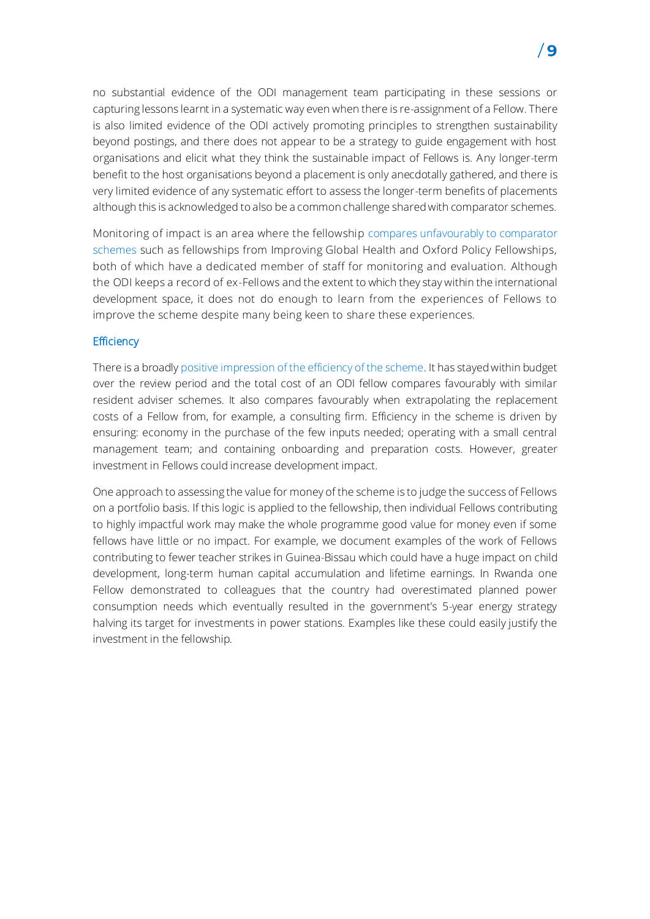no substantial evidence of the ODI management team participating in these sessions or capturing lessons learnt in a systematic way even when there is re-assignment of a Fellow. There is also limited evidence of the ODI actively promoting principles to strengthen sustainability beyond postings, and there does not appear to be a strategy to guide engagement with host organisations and elicit what they think the sustainable impact of Fellows is. Any longer-term benefit to the host organisations beyond a placement is only anecdotally gathered, and there is very limited evidence of any systematic effort to assess the longer-term benefits of placements although this is acknowledged to also be a common challenge shared with comparator schemes.

Monitoring of impact is an area where the fellowship compares unfavourably to comparator schemes such as fellowships from Improving Global Health and Oxford Policy Fellowships, both of which have a dedicated member of staff for monitoring and evaluation. Although the ODI keeps a record of ex-Fellows and the extent to which they stay within the international development space, it does not do enough to learn from the experiences of Fellows to improve the scheme despite many being keen to share these experiences.

### Efficiency

There is a broadly positive impression of the efficiency of the scheme. It has stayed within budget over the review period and the total cost of an ODI fellow compares favourably with similar resident adviser schemes. It also compares favourably when extrapolating the replacement costs of a Fellow from, for example, a consulting firm. Efficiency in the scheme is driven by ensuring: economy in the purchase of the few inputs needed; operating with a small central management team; and containing onboarding and preparation costs. However, greater investment in Fellows could increase development impact.

One approach to assessing the value for money of the scheme is to judge the success of Fellows on a portfolio basis. If this logic is applied to the fellowship, then individual Fellows contributing to highly impactful work may make the whole programme good value for money even if some fellows have little or no impact. For example, we document examples of the work of Fellows contributing to fewer teacher strikes in Guinea-Bissau which could have a huge impact on child development, long-term human capital accumulation and lifetime earnings. In Rwanda one Fellow demonstrated to colleagues that the country had overestimated planned power consumption needs which eventually resulted in the government's 5-year energy strategy halving its target for investments in power stations. Examples like these could easily justify the investment in the fellowship.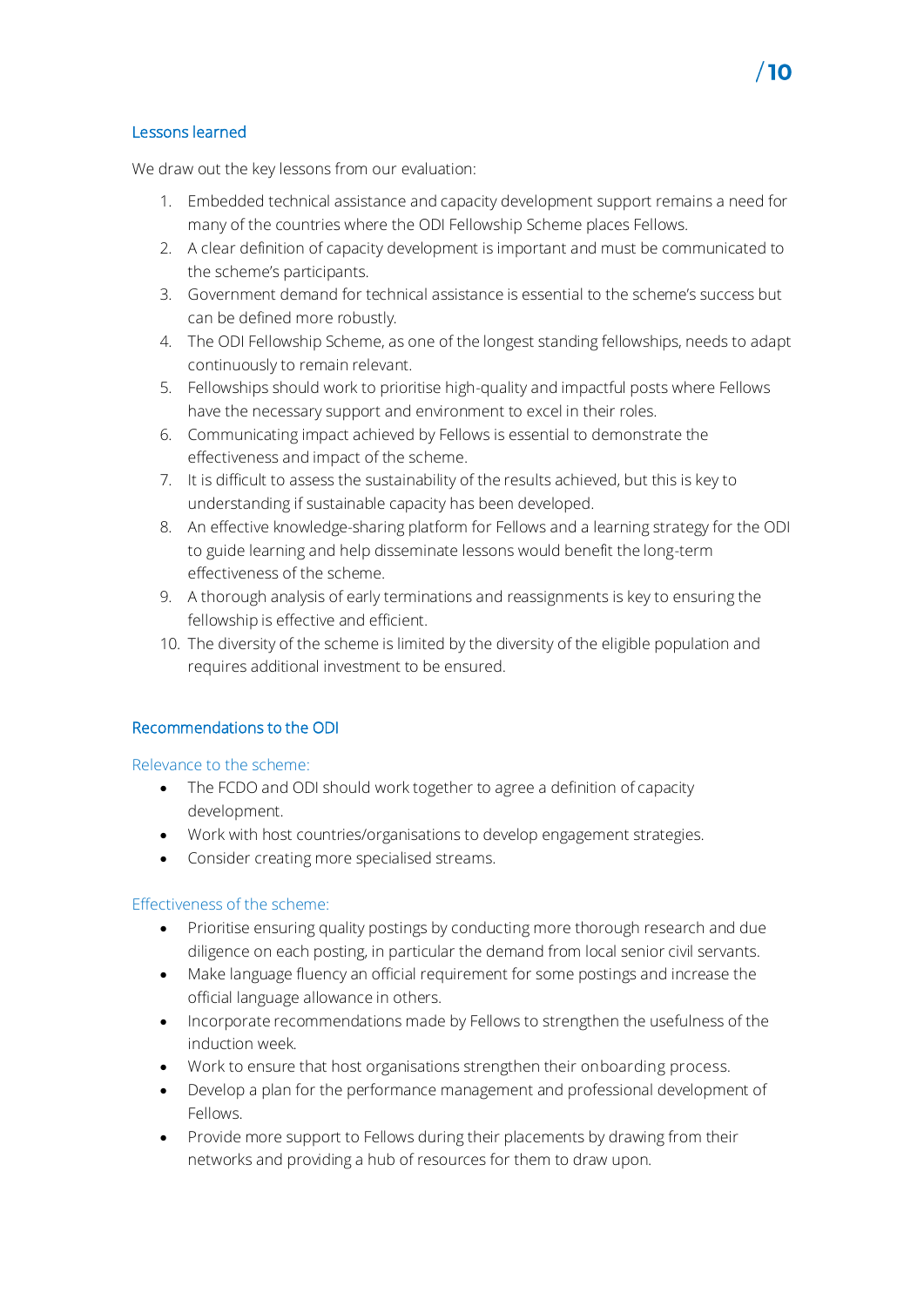## Lessons learned

We draw out the key lessons from our evaluation:

1. Embedded technical assistance and capacity development support remains a need for many of the countries where the ODI Fellowship Scheme places Fellows.
2. A clear definition of capacity development is important and must be communicated to the scheme's participants.
3. Government demand for technical assistance is essential to the scheme's success but can be defined more robustly.
4. The ODI Fellowship Scheme, as one of the longest standing fellowships, needs to adapt continuously to remain relevant.
5. Fellowships should work to prioritise high-quality and impactful posts where Fellows have the necessary support and environment to excel in their roles.
6. Communicating impact achieved by Fellows is essential to demonstrate the effectiveness and impact of the scheme.
7. It is difficult to assess the sustainability of the results achieved, but this is key to understanding if sustainable capacity has been developed.
8. An effective knowledge-sharing platform for Fellows and a learning strategy for the ODI to guide learning and help disseminate lessons would benefit the long-term effectiveness of the scheme.
9. A thorough analysis of early terminations and reassignments is key to ensuring the fellowship is effective and efficient.
10. The diversity of the scheme is limited by the diversity of the eligible population and requires additional investment to be ensured.

## Recommendations to the ODI

### Relevance to the scheme:

- The FCDO and ODI should work together to agree a definition of capacity development.
- Work with host countries/organisations to develop engagement strategies.
- Consider creating more specialised streams.

### Effectiveness of the scheme:

- Prioritise ensuring quality postings by conducting more thorough research and due diligence on each posting, in particular the demand from local senior civil servants.
- Make language fluency an official requirement for some postings and increase the official language allowance in others.
- Incorporate recommendations made by Fellows to strengthen the usefulness of the induction week.
- Work to ensure that host organisations strengthen their onboarding process.
- Develop a plan for the performance management and professional development of Fellows.
- Provide more support to Fellows during their placements by drawing from their networks and providing a hub of resources for them to draw upon.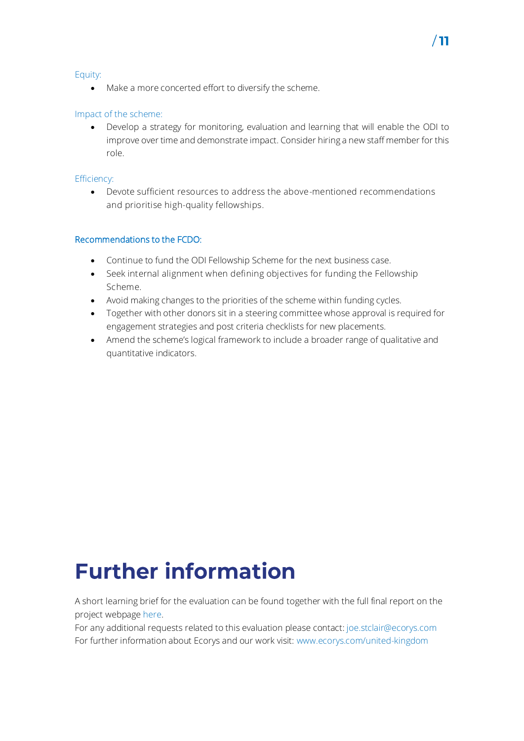Equity:

- Make a more concerted effort to diversify the scheme.

Impact of the scheme:

- Develop a strategy for monitoring, evaluation and learning that will enable the ODI to improve over time and demonstrate impact. Consider hiring a new staff member for this role.

Efficiency:

- Devote sufficient resources to address the above-mentioned recommendations and prioritise high-quality fellowships.

### Recommendations to the FCDO:

- Continue to fund the ODI Fellowship Scheme for the next business case.
- Seek internal alignment when defining objectives for funding the Fellowship Scheme.
- Avoid making changes to the priorities of the scheme within funding cycles.
- Together with other donors sit in a steering committee whose approval is required for engagement strategies and post criteria checklists for new placements.
- Amend the scheme's logical framework to include a broader range of qualitative and quantitative indicators.

# Further information

A short learning brief for the evaluation can be found together with the full final report on the project webpage here.
For any additional requests related to this evaluation please contact: joe.stclair@ecorys.com
For further information about Ecorys and our work visit: www.ecorys.com/united-kingdom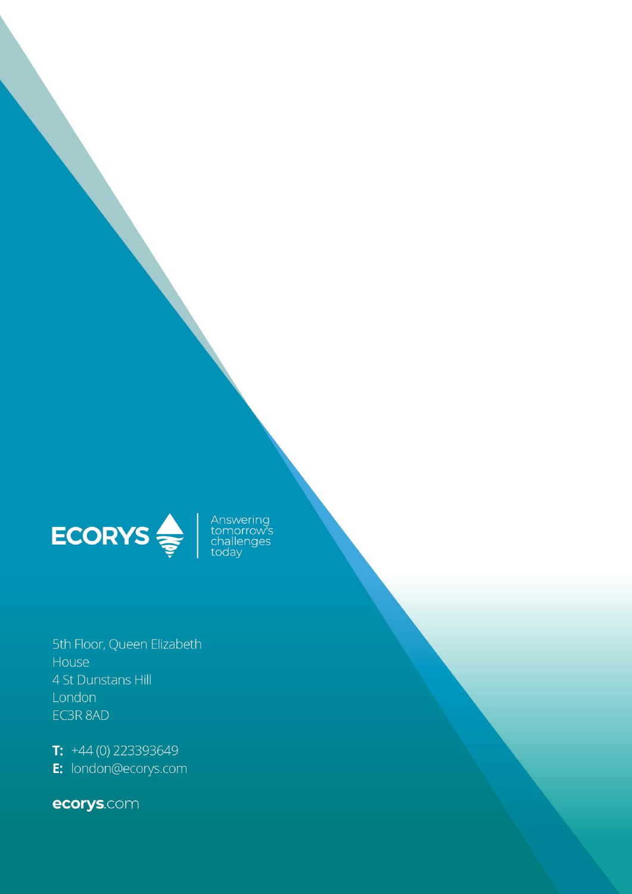ECORYS

Answering tomorrow's challenges today

5th Floor, Queen Elizabeth House
4 St Dunstans Hill
London
EC3R 8AD

**T:** +44 (0) 223393649
**E:** london@ecorys.com

**ecorys**.com